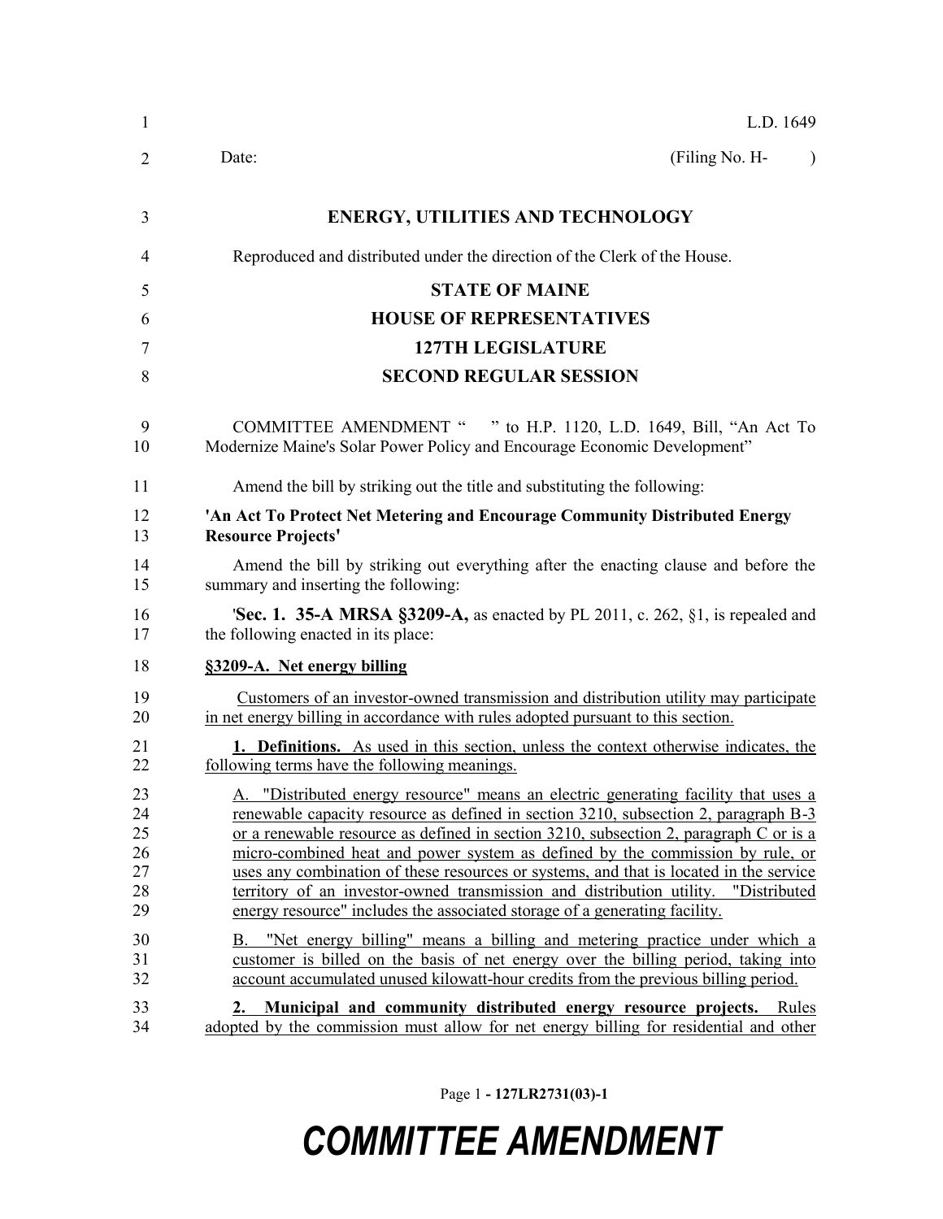L.D. 1649

Date: (Filing No. H- )

**ENERGY, UTILITIES AND TECHNOLOGY**

Reproduced and distributed under the direction of the Clerk of the House.

**STATE OF MAINE**

**HOUSE OF REPRESENTATIVES**

**127TH LEGISLATURE**

**SECOND REGULAR SESSION**

COMMITTEE AMENDMENT " " to H.P. 1120, L.D. 1649, Bill, "An Act To Modernize Maine's Solar Power Policy and Encourage Economic Development"

Amend the bill by striking out the title and substituting the following:

**'An Act To Protect Net Metering and Encourage Community Distributed Energy Resource Projects'**

Amend the bill by striking out everything after the enacting clause and before the summary and inserting the following:

'**Sec. 1. 35-A MRSA §3209-A,** as enacted by PL 2011, c. 262, §1, is repealed and the following enacted in its place:

**§3209-A. Net energy billing**

Customers of an investor-owned transmission and distribution utility may participate in net energy billing in accordance with rules adopted pursuant to this section.

**1. Definitions.** As used in this section, unless the context otherwise indicates, the following terms have the following meanings.

A. "Distributed energy resource" means an electric generating facility that uses a renewable capacity resource as defined in section 3210, subsection 2, paragraph B-3 or a renewable resource as defined in section 3210, subsection 2, paragraph C or is a micro-combined heat and power system as defined by the commission by rule, or uses any combination of these resources or systems, and that is located in the service territory of an investor-owned transmission and distribution utility. "Distributed energy resource" includes the associated storage of a generating facility.

B. "Net energy billing" means a billing and metering practice under which a customer is billed on the basis of net energy over the billing period, taking into account accumulated unused kilowatt-hour credits from the previous billing period.

**2. Municipal and community distributed energy resource projects.** Rules adopted by the commission must allow for net energy billing for residential and other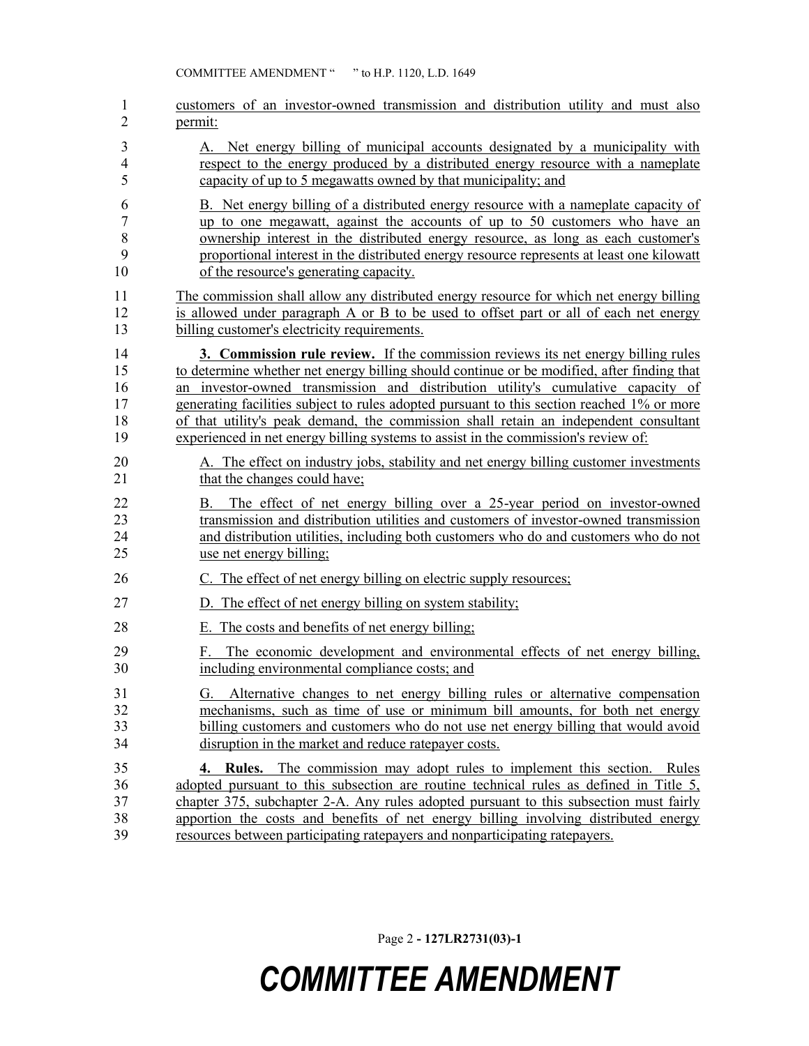customers of an investor-owned transmission and distribution utility and must also permit:

A. Net energy billing of municipal accounts designated by a municipality with respect to the energy produced by a distributed energy resource with a nameplate capacity of up to 5 megawatts owned by that municipality; and

B. Net energy billing of a distributed energy resource with a nameplate capacity of up to one megawatt, against the accounts of up to 50 customers who have an ownership interest in the distributed energy resource, as long as each customer's proportional interest in the distributed energy resource represents at least one kilowatt of the resource's generating capacity.

The commission shall allow any distributed energy resource for which net energy billing is allowed under paragraph A or B to be used to offset part or all of each net energy billing customer's electricity requirements.

**3. Commission rule review.** If the commission reviews its net energy billing rules to determine whether net energy billing should continue or be modified, after finding that an investor-owned transmission and distribution utility's cumulative capacity of generating facilities subject to rules adopted pursuant to this section reached 1% or more of that utility's peak demand, the commission shall retain an independent consultant experienced in net energy billing systems to assist in the commission's review of:

A. The effect on industry jobs, stability and net energy billing customer investments that the changes could have;

B. The effect of net energy billing over a 25-year period on investor-owned transmission and distribution utilities and customers of investor-owned transmission and distribution utilities, including both customers who do and customers who do not use net energy billing;

C. The effect of net energy billing on electric supply resources;

D. The effect of net energy billing on system stability;

E. The costs and benefits of net energy billing;

F. The economic development and environmental effects of net energy billing, including environmental compliance costs; and

G. Alternative changes to net energy billing rules or alternative compensation mechanisms, such as time of use or minimum bill amounts, for both net energy billing customers and customers who do not use net energy billing that would avoid disruption in the market and reduce ratepayer costs.

**4. Rules.** The commission may adopt rules to implement this section. Rules adopted pursuant to this subsection are routine technical rules as defined in Title 5, chapter 375, subchapter 2-A. Any rules adopted pursuant to this subsection must fairly apportion the costs and benefits of net energy billing involving distributed energy resources between participating ratepayers and nonparticipating ratepayers.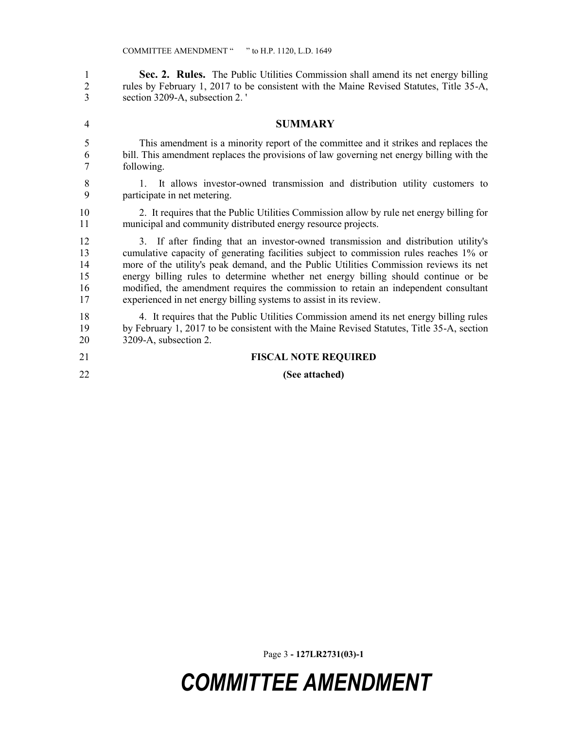**Sec. 2. Rules.** The Public Utilities Commission shall amend its net energy billing rules by February 1, 2017 to be consistent with the Maine Revised Statutes, Title 35-A, section 3209-A, subsection 2. '

## SUMMARY

This amendment is a minority report of the committee and it strikes and replaces the bill. This amendment replaces the provisions of law governing net energy billing with the following.

1. It allows investor-owned transmission and distribution utility customers to participate in net metering.

2. It requires that the Public Utilities Commission allow by rule net energy billing for municipal and community distributed energy resource projects.

3. If after finding that an investor-owned transmission and distribution utility's cumulative capacity of generating facilities subject to commission rules reaches 1% or more of the utility's peak demand, and the Public Utilities Commission reviews its net energy billing rules to determine whether net energy billing should continue or be modified, the amendment requires the commission to retain an independent consultant experienced in net energy billing systems to assist in its review.

4. It requires that the Public Utilities Commission amend its net energy billing rules by February 1, 2017 to be consistent with the Maine Revised Statutes, Title 35-A, section 3209-A, subsection 2.

**FISCAL NOTE REQUIRED**

**(See attached)**